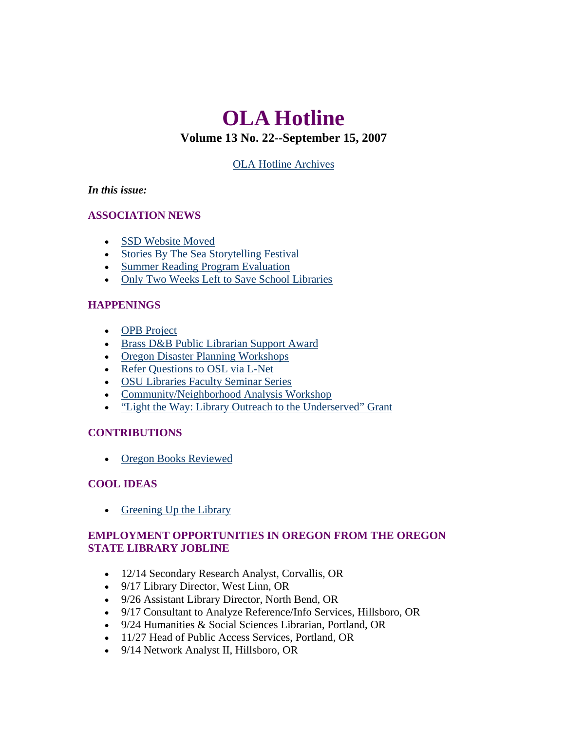# OLA Hotline

## Volume 13 No. 22--September 15, 2007

OLA Hotline Archives

***In this issue:***

### ASSOCIATION NEWS

- SSD Website Moved
- Stories By The Sea Storytelling Festival
- Summer Reading Program Evaluation
- Only Two Weeks Left to Save School Libraries

### HAPPENINGS

- OPB Project
- Brass D&B Public Librarian Support Award
- Oregon Disaster Planning Workshops
- Refer Questions to OSL via L-Net
- OSU Libraries Faculty Seminar Series
- Community/Neighborhood Analysis Workshop
- "Light the Way: Library Outreach to the Underserved" Grant

### CONTRIBUTIONS

- Oregon Books Reviewed

### COOL IDEAS

- Greening Up the Library

### EMPLOYMENT OPPORTUNITIES IN OREGON FROM THE OREGON STATE LIBRARY JOBLINE

- 12/14 Secondary Research Analyst, Corvallis, OR
- 9/17 Library Director, West Linn, OR
- 9/26 Assistant Library Director, North Bend, OR
- 9/17 Consultant to Analyze Reference/Info Services, Hillsboro, OR
- 9/24 Humanities & Social Sciences Librarian, Portland, OR
- 11/27 Head of Public Access Services, Portland, OR
- 9/14 Network Analyst II, Hillsboro, OR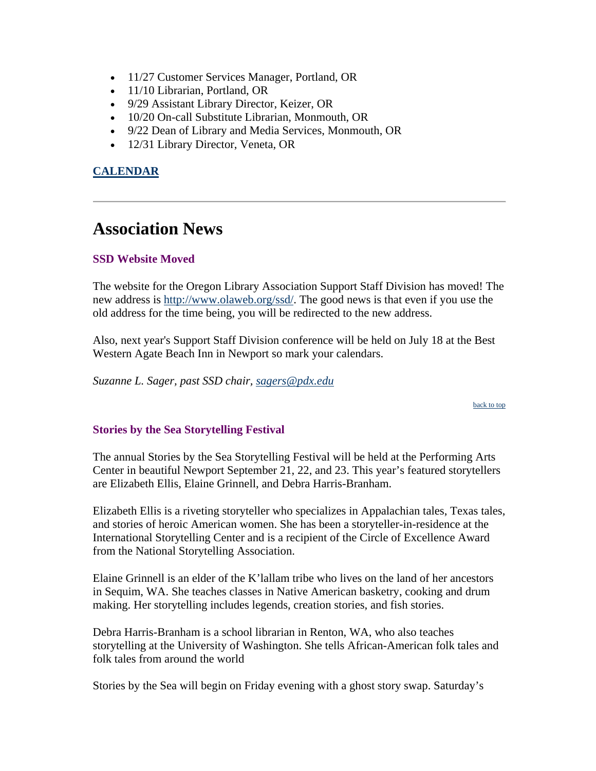- 11/27 Customer Services Manager, Portland, OR
- 11/10 Librarian, Portland, OR
- 9/29 Assistant Library Director, Keizer, OR
- 10/20 On-call Substitute Librarian, Monmouth, OR
- 9/22 Dean of Library and Media Services, Monmouth, OR
- 12/31 Library Director, Veneta, OR

**[CALENDAR]**

---

# Association News

### SSD Website Moved

The website for the Oregon Library Association Support Staff Division has moved! The new address is [http://www.olaweb.org/ssd/](http://www.olaweb.org/ssd/). The good news is that even if you use the old address for the time being, you will be redirected to the new address.

Also, next year's Support Staff Division conference will be held on July 18 at the Best Western Agate Beach Inn in Newport so mark your calendars.

*Suzanne L. Sager, past SSD chair, [sagers@pdx.edu](mailto:sagers@pdx.edu)*

back to top

### Stories by the Sea Storytelling Festival

The annual Stories by the Sea Storytelling Festival will be held at the Performing Arts Center in beautiful Newport September 21, 22, and 23. This year's featured storytellers are Elizabeth Ellis, Elaine Grinnell, and Debra Harris-Branham.

Elizabeth Ellis is a riveting storyteller who specializes in Appalachian tales, Texas tales, and stories of heroic American women. She has been a storyteller-in-residence at the International Storytelling Center and is a recipient of the Circle of Excellence Award from the National Storytelling Association.

Elaine Grinnell is an elder of the K'lallam tribe who lives on the land of her ancestors in Sequim, WA. She teaches classes in Native American basketry, cooking and drum making. Her storytelling includes legends, creation stories, and fish stories.

Debra Harris-Branham is a school librarian in Renton, WA, who also teaches storytelling at the University of Washington. She tells African-American folk tales and folk tales from around the world

Stories by the Sea will begin on Friday evening with a ghost story swap. Saturday's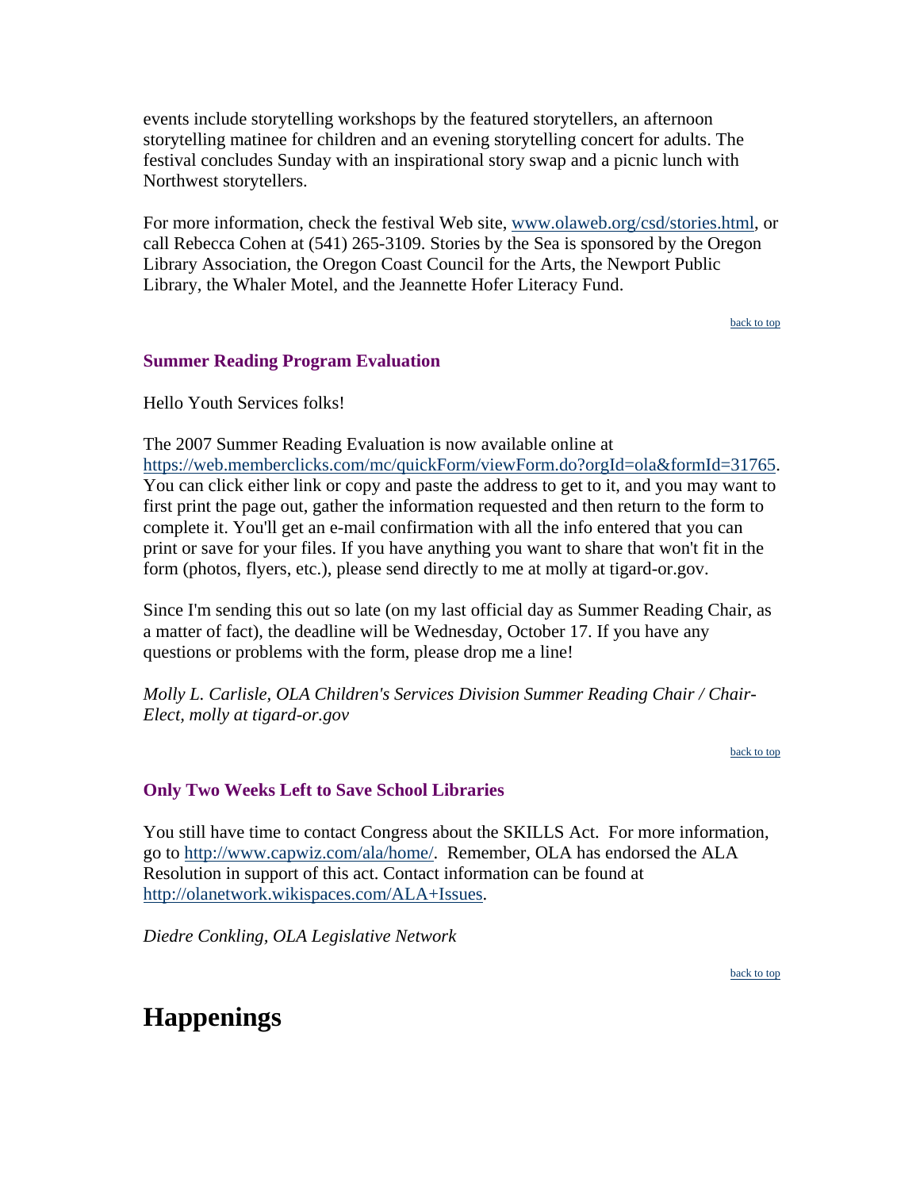events include storytelling workshops by the featured storytellers, an afternoon storytelling matinee for children and an evening storytelling concert for adults. The festival concludes Sunday with an inspirational story swap and a picnic lunch with Northwest storytellers.

For more information, check the festival Web site, [www.olaweb.org/csd/stories.html](www.olaweb.org/csd/stories.html), or call Rebecca Cohen at (541) 265-3109. Stories by the Sea is sponsored by the Oregon Library Association, the Oregon Coast Council for the Arts, the Newport Public Library, the Whaler Motel, and the Jeannette Hofer Literacy Fund.

back to top

### Summer Reading Program Evaluation

Hello Youth Services folks!

The 2007 Summer Reading Evaluation is now available online at [https://web.memberclicks.com/mc/quickForm/viewForm.do?orgId=ola&formId=31765](https://web.memberclicks.com/mc/quickForm/viewForm.do?orgId=ola&formId=31765). You can click either link or copy and paste the address to get to it, and you may want to first print the page out, gather the information requested and then return to the form to complete it. You'll get an e-mail confirmation with all the info entered that you can print or save for your files. If you have anything you want to share that won't fit in the form (photos, flyers, etc.), please send directly to me at molly at tigard-or.gov.

Since I'm sending this out so late (on my last official day as Summer Reading Chair, as a matter of fact), the deadline will be Wednesday, October 17. If you have any questions or problems with the form, please drop me a line!

*Molly L. Carlisle, OLA Children's Services Division Summer Reading Chair / Chair-Elect, molly at tigard-or.gov*

back to top

### Only Two Weeks Left to Save School Libraries

You still have time to contact Congress about the SKILLS Act. For more information, go to [http://www.capwiz.com/ala/home/](http://www.capwiz.com/ala/home/). Remember, OLA has endorsed the ALA Resolution in support of this act. Contact information can be found at [http://olanetwork.wikispaces.com/ALA+Issues](http://olanetwork.wikispaces.com/ALA+Issues).

*Diedre Conkling, OLA Legislative Network*

back to top

# Happenings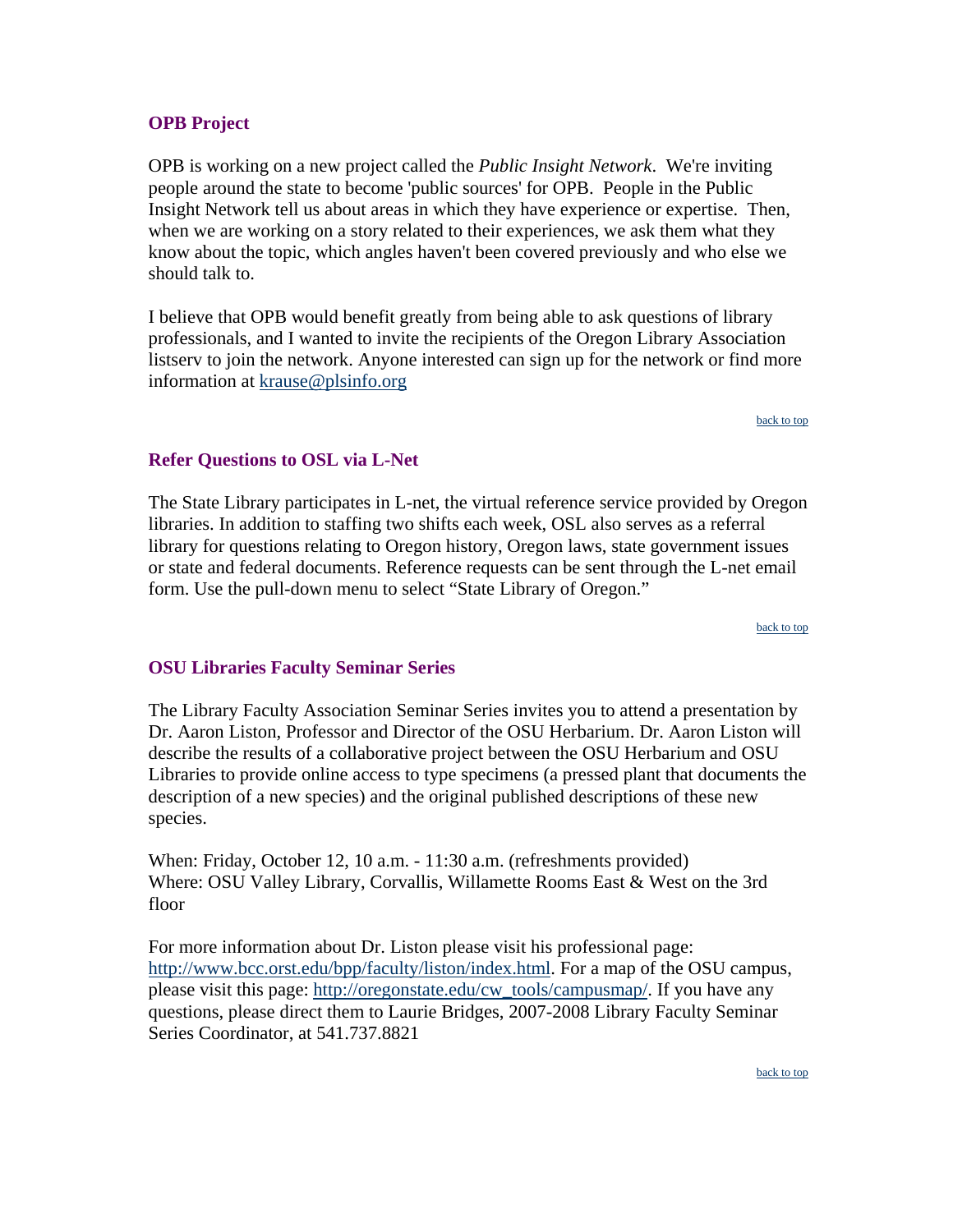### OPB Project

OPB is working on a new project called the *Public Insight Network*. We're inviting people around the state to become 'public sources' for OPB. People in the Public Insight Network tell us about areas in which they have experience or expertise. Then, when we are working on a story related to their experiences, we ask them what they know about the topic, which angles haven't been covered previously and who else we should talk to.

I believe that OPB would benefit greatly from being able to ask questions of library professionals, and I wanted to invite the recipients of the Oregon Library Association listserv to join the network. Anyone interested can sign up for the network or find more information at [krause@plsinfo.org](mailto:krause@plsinfo.org)

back to top

### Refer Questions to OSL via L-Net

The State Library participates in L-net, the virtual reference service provided by Oregon libraries. In addition to staffing two shifts each week, OSL also serves as a referral library for questions relating to Oregon history, Oregon laws, state government issues or state and federal documents. Reference requests can be sent through the L-net email form. Use the pull-down menu to select "State Library of Oregon."

back to top

### OSU Libraries Faculty Seminar Series

The Library Faculty Association Seminar Series invites you to attend a presentation by Dr. Aaron Liston, Professor and Director of the OSU Herbarium. Dr. Aaron Liston will describe the results of a collaborative project between the OSU Herbarium and OSU Libraries to provide online access to type specimens (a pressed plant that documents the description of a new species) and the original published descriptions of these new species.

When: Friday, October 12, 10 a.m. - 11:30 a.m. (refreshments provided)
Where: OSU Valley Library, Corvallis, Willamette Rooms East & West on the 3rd floor

For more information about Dr. Liston please visit his professional page: http://www.bcc.orst.edu/bpp/faculty/liston/index.html. For a map of the OSU campus, please visit this page: http://oregonstate.edu/cw_tools/campusmap/. If you have any questions, please direct them to Laurie Bridges, 2007-2008 Library Faculty Seminar Series Coordinator, at 541.737.8821

back to top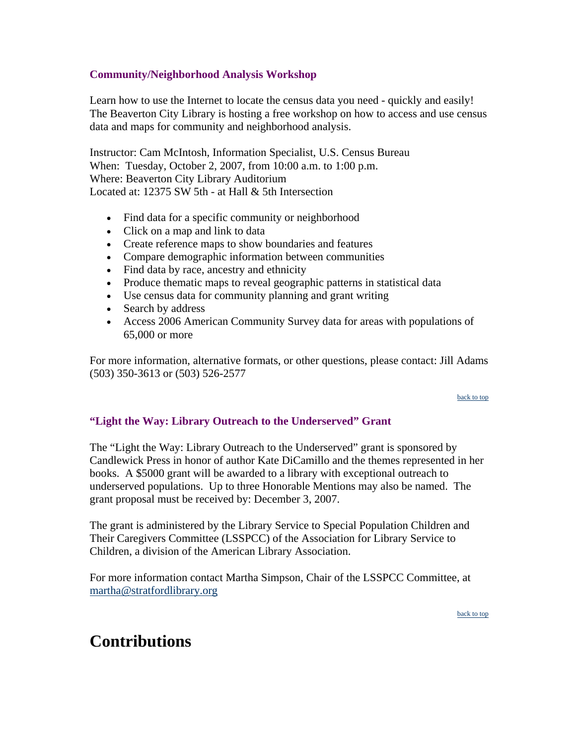### Community/Neighborhood Analysis Workshop

Learn how to use the Internet to locate the census data you need - quickly and easily! The Beaverton City Library is hosting a free workshop on how to access and use census data and maps for community and neighborhood analysis.

Instructor: Cam McIntosh, Information Specialist, U.S. Census Bureau
When: Tuesday, October 2, 2007, from 10:00 a.m. to 1:00 p.m.
Where: Beaverton City Library Auditorium
Located at: 12375 SW 5th - at Hall & 5th Intersection

- Find data for a specific community or neighborhood
- Click on a map and link to data
- Create reference maps to show boundaries and features
- Compare demographic information between communities
- Find data by race, ancestry and ethnicity
- Produce thematic maps to reveal geographic patterns in statistical data
- Use census data for community planning and grant writing
- Search by address
- Access 2006 American Community Survey data for areas with populations of 65,000 or more

For more information, alternative formats, or other questions, please contact: Jill Adams (503) 350-3613 or (503) 526-2577

back to top

### "Light the Way: Library Outreach to the Underserved" Grant

The "Light the Way: Library Outreach to the Underserved" grant is sponsored by Candlewick Press in honor of author Kate DiCamillo and the themes represented in her books. A $5000 grant will be awarded to a library with exceptional outreach to underserved populations. Up to three Honorable Mentions may also be named. The grant proposal must be received by: December 3, 2007.

The grant is administered by the Library Service to Special Population Children and Their Caregivers Committee (LSSPCC) of the Association for Library Service to Children, a division of the American Library Association.

For more information contact Martha Simpson, Chair of the LSSPCC Committee, at martha@stratfordlibrary.org

back to top

# Contributions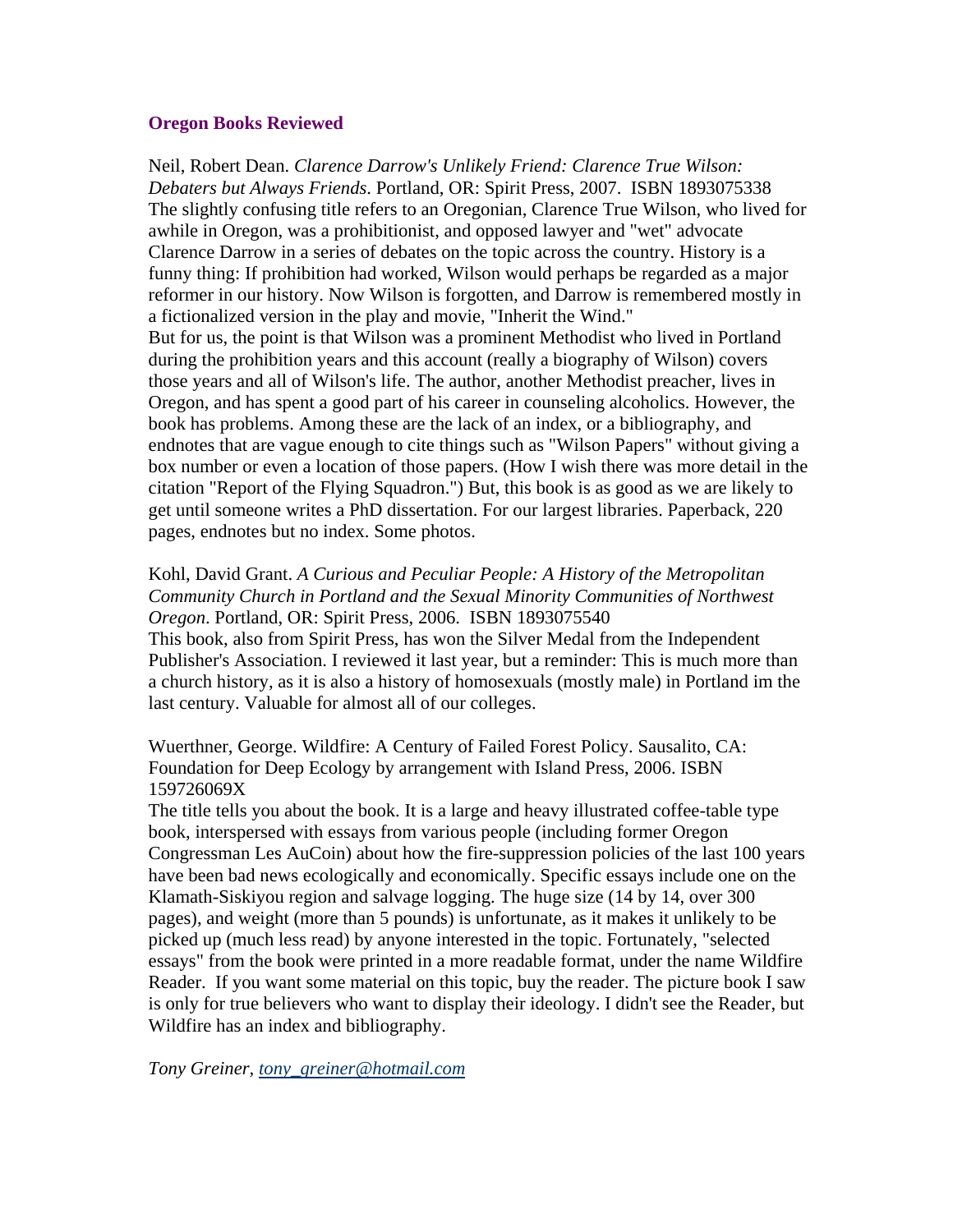## Oregon Books Reviewed

Neil, Robert Dean. *Clarence Darrow's Unlikely Friend: Clarence True Wilson: Debaters but Always Friends*. Portland, OR: Spirit Press, 2007. ISBN 1893075338

The slightly confusing title refers to an Oregonian, Clarence True Wilson, who lived for awhile in Oregon, was a prohibitionist, and opposed lawyer and "wet" advocate Clarence Darrow in a series of debates on the topic across the country. History is a funny thing: If prohibition had worked, Wilson would perhaps be regarded as a major reformer in our history. Now Wilson is forgotten, and Darrow is remembered mostly in a fictionalized version in the play and movie, "Inherit the Wind."

But for us, the point is that Wilson was a prominent Methodist who lived in Portland during the prohibition years and this account (really a biography of Wilson) covers those years and all of Wilson's life. The author, another Methodist preacher, lives in Oregon, and has spent a good part of his career in counseling alcoholics. However, the book has problems. Among these are the lack of an index, or a bibliography, and endnotes that are vague enough to cite things such as "Wilson Papers" without giving a box number or even a location of those papers. (How I wish there was more detail in the citation "Report of the Flying Squadron.") But, this book is as good as we are likely to get until someone writes a PhD dissertation. For our largest libraries. Paperback, 220 pages, endnotes but no index. Some photos.

Kohl, David Grant. *A Curious and Peculiar People: A History of the Metropolitan Community Church in Portland and the Sexual Minority Communities of Northwest Oregon*. Portland, OR: Spirit Press, 2006. ISBN 1893075540

This book, also from Spirit Press, has won the Silver Medal from the Independent Publisher's Association. I reviewed it last year, but a reminder: This is much more than a church history, as it is also a history of homosexuals (mostly male) in Portland im the last century. Valuable for almost all of our colleges.

Wuerthner, George. Wildfire: A Century of Failed Forest Policy. Sausalito, CA: Foundation for Deep Ecology by arrangement with Island Press, 2006. ISBN 159726069X

The title tells you about the book. It is a large and heavy illustrated coffee-table type book, interspersed with essays from various people (including former Oregon Congressman Les AuCoin) about how the fire-suppression policies of the last 100 years have been bad news ecologically and economically. Specific essays include one on the Klamath-Siskiyou region and salvage logging. The huge size (14 by 14, over 300 pages), and weight (more than 5 pounds) is unfortunate, as it makes it unlikely to be picked up (much less read) by anyone interested in the topic. Fortunately, "selected essays" from the book were printed in a more readable format, under the name Wildfire Reader. If you want some material on this topic, buy the reader. The picture book I saw is only for true believers who want to display their ideology. I didn't see the Reader, but Wildfire has an index and bibliography.

*Tony Greiner, tony_greiner@hotmail.com*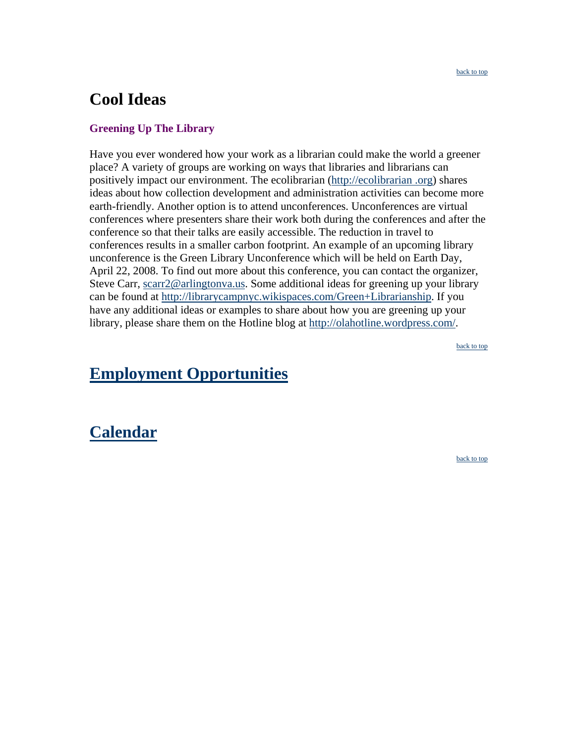back to top

# Cool Ideas

### Greening Up The Library

Have you ever wondered how your work as a librarian could make the world a greener place? A variety of groups are working on ways that libraries and librarians can positively impact our environment. The ecolibrarian (http://ecolibrarian .org) shares ideas about how collection development and administration activities can become more earth-friendly. Another option is to attend unconferences. Unconferences are virtual conferences where presenters share their work both during the conferences and after the conference so that their talks are easily accessible. The reduction in travel to conferences results in a smaller carbon footprint. An example of an upcoming library unconference is the Green Library Unconference which will be held on Earth Day, April 22, 2008. To find out more about this conference, you can contact the organizer, Steve Carr, scarr2@arlingtonva.us. Some additional ideas for greening up your library can be found at http://librarycampnyc.wikispaces.com/Green+Librarianship. If you have any additional ideas or examples to share about how you are greening up your library, please share them on the Hotline blog at http://olahotline.wordpress.com/.

back to top

# Employment Opportunities

# Calendar

back to top